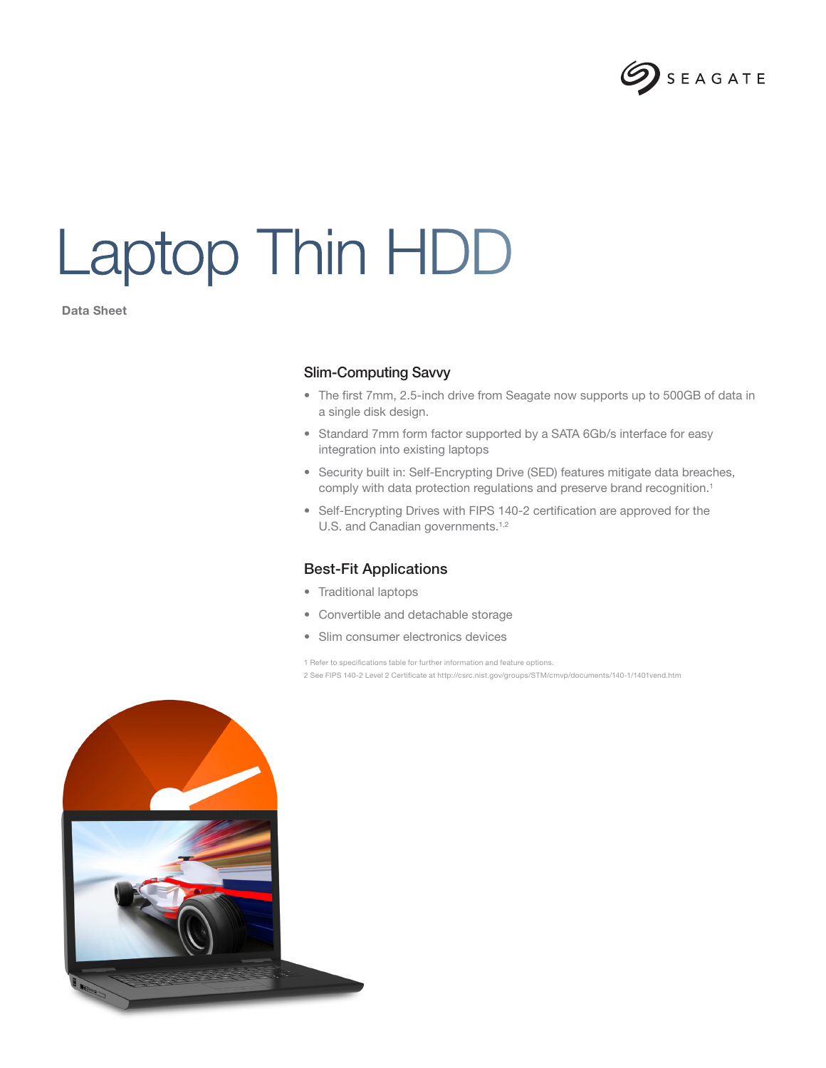# Laptop Thin HDD

**Data Sheet**

## Slim-Computing Savvy

- The first 7mm, 2.5-inch drive from Seagate now supports up to 500GB of data in a single disk design.
- Standard 7mm form factor supported by a SATA 6Gb/s interface for easy integration into existing laptops
- Security built in: Self-Encrypting Drive (SED) features mitigate data breaches, comply with data protection regulations and preserve brand recognition.[1]
- Self-Encrypting Drives with FIPS 140-2 certification are approved for the U.S. and Canadian governments.[1,2]

## Best-Fit Applications

- Traditional laptops
- Convertible and detachable storage
- Slim consumer electronics devices

1 Refer to specifications table for further information and feature options.

2 See FIPS 140-2 Level 2 Certificate at http://csrc.nist.gov/groups/STM/cmvp/documents/140-1/1401vend.htm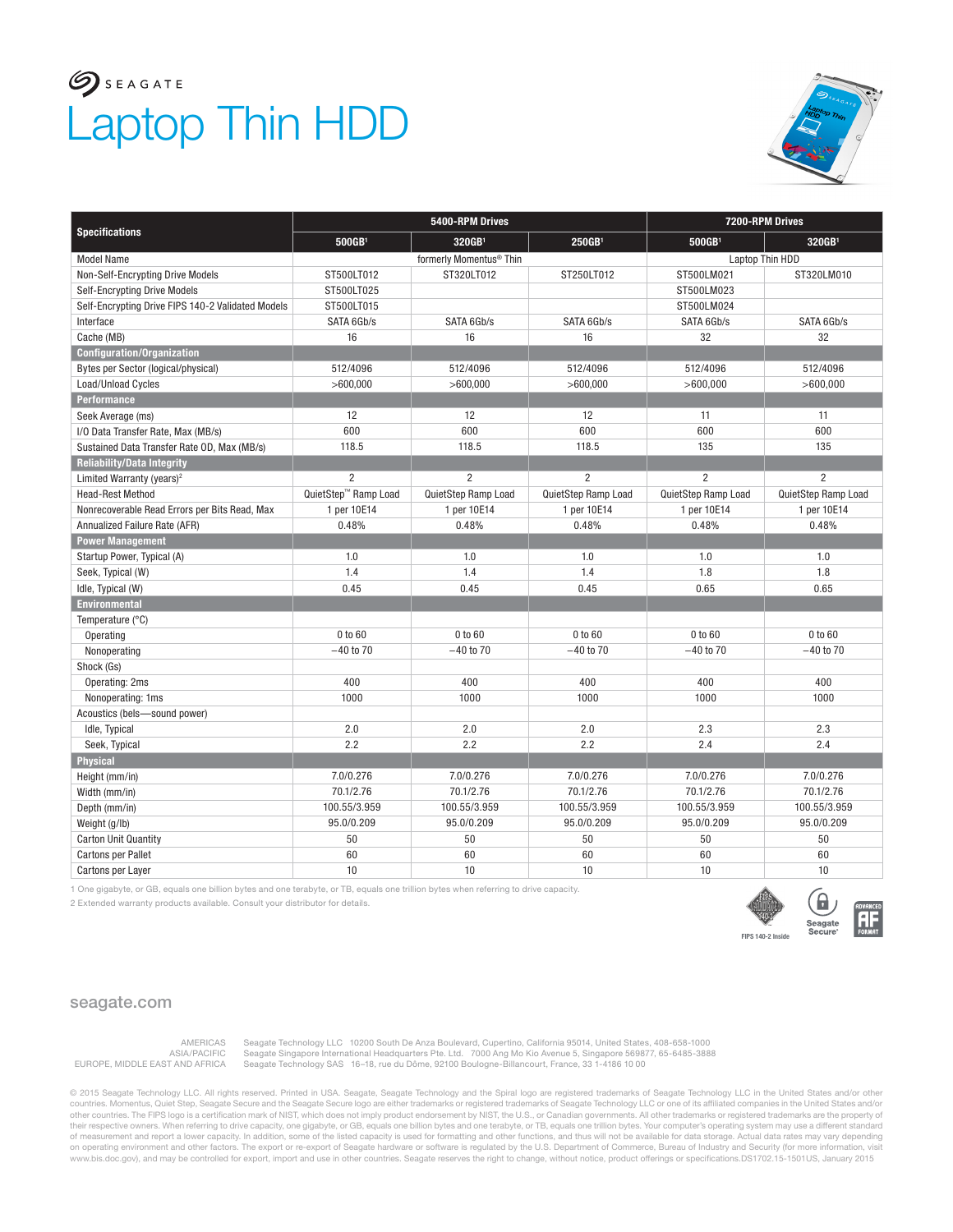SEAGATE

# Laptop Thin HDD

| Specifications | 5400-RPM Drives | | | 7200-RPM Drives | |
|---|---|---|---|---|---|
| | 500GB[1] | 320GB[1] | 250GB[1] | 500GB[1] | 320GB[1] |
| Model Name | | formerly Momentus® Thin | | Laptop Thin HDD | |
| Non-Self-Encrypting Drive Models | ST500LT012 | ST320LT012 | ST250LT012 | ST500LM021 | ST320LM010 |
| Self-Encrypting Drive Models | ST500LT025 | | | ST500LM023 | |
| Self-Encrypting Drive FIPS 140-2 Validated Models | ST500LT015 | | | ST500LM024 | |
| Interface | SATA 6Gb/s | SATA 6Gb/s | SATA 6Gb/s | SATA 6Gb/s | SATA 6Gb/s |
| Cache (MB) | 16 | 16 | 16 | 32 | 32 |
| **Configuration/Organization** | | | | | |
| Bytes per Sector (logical/physical) | 512/4096 | 512/4096 | 512/4096 | 512/4096 | 512/4096 |
| Load/Unload Cycles | >600,000 | >600,000 | >600,000 | >600,000 | >600,000 |
| **Performance** | | | | | |
| Seek Average (ms) | 12 | 12 | 12 | 11 | 11 |
| I/O Data Transfer Rate, Max (MB/s) | 600 | 600 | 600 | 600 | 600 |
| Sustained Data Transfer Rate OD, Max (MB/s) | 118.5 | 118.5 | 118.5 | 135 | 135 |
| **Reliability/Data Integrity** | | | | | |
| Limited Warranty (years)[2] | 2 | 2 | 2 | 2 | 2 |
| Head-Rest Method | QuietStep™ Ramp Load | QuietStep Ramp Load | QuietStep Ramp Load | QuietStep Ramp Load | QuietStep Ramp Load |
| Nonrecoverable Read Errors per Bits Read, Max | 1 per 10E14 | 1 per 10E14 | 1 per 10E14 | 1 per 10E14 | 1 per 10E14 |
| Annualized Failure Rate (AFR) | 0.48% | 0.48% | 0.48% | 0.48% | 0.48% |
| **Power Management** | | | | | |
| Startup Power, Typical (A) | 1.0 | 1.0 | 1.0 | 1.0 | 1.0 |
| Seek, Typical (W) | 1.4 | 1.4 | 1.4 | 1.8 | 1.8 |
| Idle, Typical (W) | 0.45 | 0.45 | 0.45 | 0.65 | 0.65 |
| **Environmental** | | | | | |
| Temperature (°C) | | | | | |
| Operating | 0 to 60 | 0 to 60 | 0 to 60 | 0 to 60 | 0 to 60 |
| Nonoperating | −40 to 70 | −40 to 70 | −40 to 70 | −40 to 70 | −40 to 70 |
| Shock (Gs) | | | | | |
| Operating: 2ms | 400 | 400 | 400 | 400 | 400 |
| Nonoperating: 1ms | 1000 | 1000 | 1000 | 1000 | 1000 |
| Acoustics (bels—sound power) | | | | | |
| Idle, Typical | 2.0 | 2.0 | 2.0 | 2.3 | 2.3 |
| Seek, Typical | 2.2 | 2.2 | 2.2 | 2.4 | 2.4 |
| **Physical** | | | | | |
| Height (mm/in) | 7.0/0.276 | 7.0/0.276 | 7.0/0.276 | 7.0/0.276 | 7.0/0.276 |
| Width (mm/in) | 70.1/2.76 | 70.1/2.76 | 70.1/2.76 | 70.1/2.76 | 70.1/2.76 |
| Depth (mm/in) | 100.55/3.959 | 100.55/3.959 | 100.55/3.959 | 100.55/3.959 | 100.55/3.959 |
| Weight (g/lb) | 95.0/0.209 | 95.0/0.209 | 95.0/0.209 | 95.0/0.209 | 95.0/0.209 |
| Carton Unit Quantity | 50 | 50 | 50 | 50 | 50 |
| Cartons per Pallet | 60 | 60 | 60 | 60 | 60 |
| Cartons per Layer | 10 | 10 | 10 | 10 | 10 |

1 One gigabyte, or GB, equals one billion bytes and one terabyte, or TB, equals one trillion bytes when referring to drive capacity.

2 Extended warranty products available. Consult your distributor for details.

FIPS 140-2 Inside

Seagate Secure

ADVANCED AF FORMAT

seagate.com

AMERICAS Seagate Technology LLC 10200 South De Anza Boulevard, Cupertino, California 95014, United States, 408-658-1000
ASIA/PACIFIC Seagate Singapore International Headquarters Pte. Ltd. 7000 Ang Mo Kio Avenue 5, Singapore 569877, 65-6485-3888
EUROPE, MIDDLE EAST AND AFRICA Seagate Technology SAS 16–18, rue du Dôme, 92100 Boulogne-Billancourt, France, 33 1-4186 10 00

© 2015 Seagate Technology LLC. All rights reserved. Printed in USA. Seagate, Seagate Technology and the Spiral logo are registered trademarks of Seagate Technology LLC in the United States and/or other countries. Momentus, Quiet Step, Seagate Secure and the Seagate Secure logo are either trademarks or registered trademarks of Seagate Technology LLC or one of its affiliated companies in the United States and/or other countries. The FIPS logo is a certification mark of NIST, which does not imply product endorsement by NIST, the U.S., or Canadian governments. All other trademarks or registered trademarks are the property of their respective owners. When referring to drive capacity, one gigabyte, or GB, equals one billion bytes and one terabyte, or TB, equals one trillion bytes. Your computer's operating system may use a different standard of measurement and report a lower capacity. In addition, some of the listed capacity is used for formatting and other functions, and thus will not be available for data storage. Actual data rates may vary depending on operating environment and other factors. The export or re-export of Seagate hardware or software is regulated by the U.S. Department of Commerce, Bureau of Industry and Security (for more information, visit www.bis.doc.gov), and may be controlled for export, import and use in other countries. Seagate reserves the right to change, without notice, product offerings or specifications.DS1702.15-1501US, January 2015